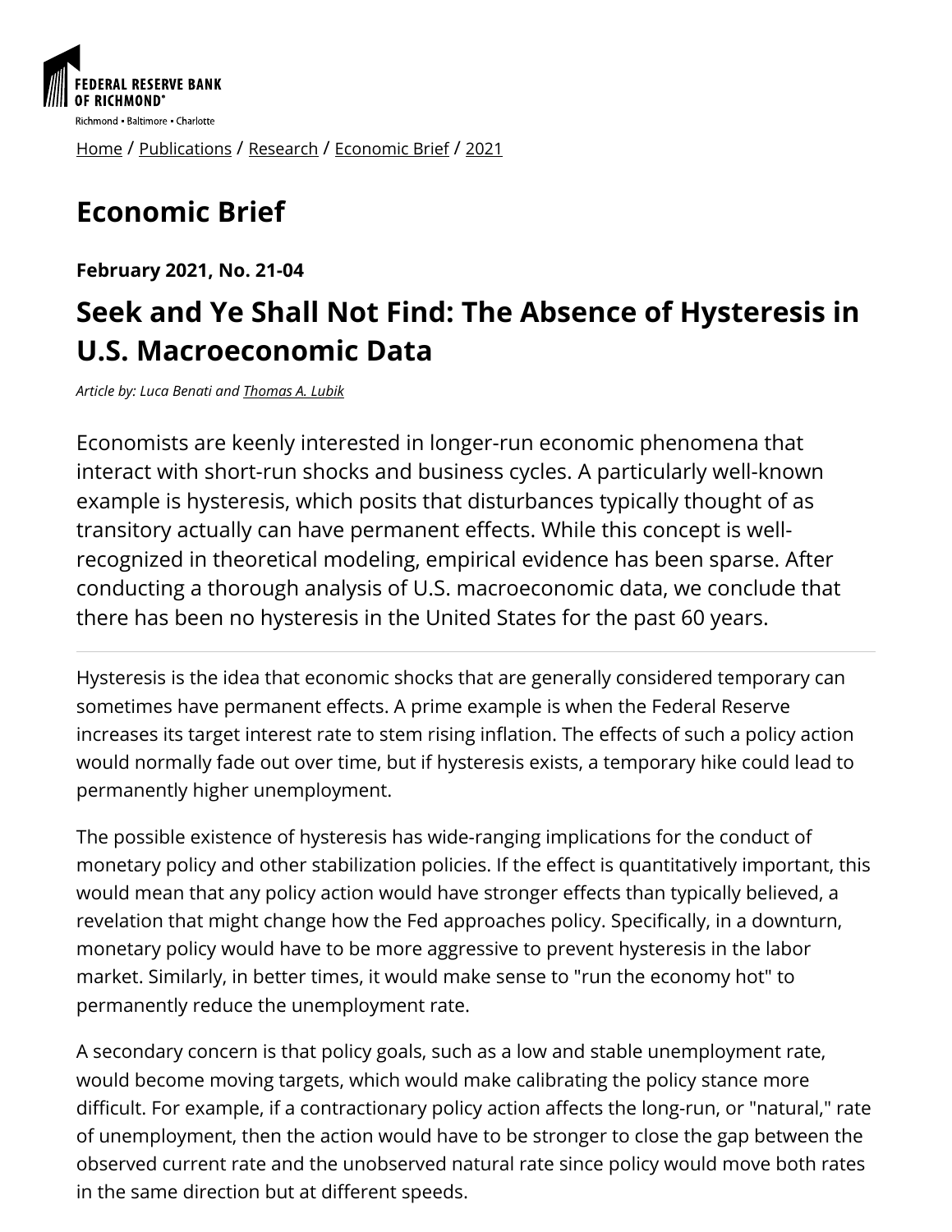FEDERAL RESERVE BANK OF RICHMOND

Richmond • Baltimore • Charlotte

Home / Publications / Research / Economic Brief / 2021

# Economic Brief

**February 2021, No. 21-04**

## Seek and Ye Shall Not Find: The Absence of Hysteresis in U.S. Macroeconomic Data

*Article by: Luca Benati and Thomas A. Lubik*

Economists are keenly interested in longer-run economic phenomena that interact with short-run shocks and business cycles. A particularly well-known example is hysteresis, which posits that disturbances typically thought of as transitory actually can have permanent effects. While this concept is well-recognized in theoretical modeling, empirical evidence has been sparse. After conducting a thorough analysis of U.S. macroeconomic data, we conclude that there has been no hysteresis in the United States for the past 60 years.

---

Hysteresis is the idea that economic shocks that are generally considered temporary can sometimes have permanent effects. A prime example is when the Federal Reserve increases its target interest rate to stem rising inflation. The effects of such a policy action would normally fade out over time, but if hysteresis exists, a temporary hike could lead to permanently higher unemployment.

The possible existence of hysteresis has wide-ranging implications for the conduct of monetary policy and other stabilization policies. If the effect is quantitatively important, this would mean that any policy action would have stronger effects than typically believed, a revelation that might change how the Fed approaches policy. Specifically, in a downturn, monetary policy would have to be more aggressive to prevent hysteresis in the labor market. Similarly, in better times, it would make sense to "run the economy hot" to permanently reduce the unemployment rate.

A secondary concern is that policy goals, such as a low and stable unemployment rate, would become moving targets, which would make calibrating the policy stance more difficult. For example, if a contractionary policy action affects the long-run, or "natural," rate of unemployment, then the action would have to be stronger to close the gap between the observed current rate and the unobserved natural rate since policy would move both rates in the same direction but at different speeds.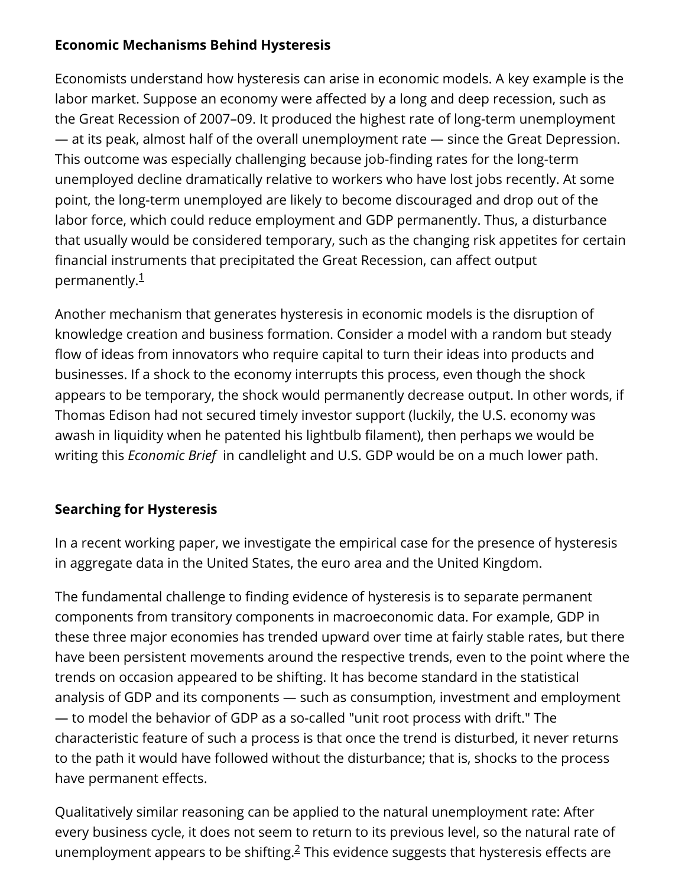### Economic Mechanisms Behind Hysteresis

Economists understand how hysteresis can arise in economic models. A key example is the labor market. Suppose an economy were affected by a long and deep recession, such as the Great Recession of 2007–09. It produced the highest rate of long-term unemployment — at its peak, almost half of the overall unemployment rate — since the Great Depression. This outcome was especially challenging because job-finding rates for the long-term unemployed decline dramatically relative to workers who have lost jobs recently. At some point, the long-term unemployed are likely to become discouraged and drop out of the labor force, which could reduce employment and GDP permanently. Thus, a disturbance that usually would be considered temporary, such as the changing risk appetites for certain financial instruments that precipitated the Great Recession, can affect output permanently.[1]

Another mechanism that generates hysteresis in economic models is the disruption of knowledge creation and business formation. Consider a model with a random but steady flow of ideas from innovators who require capital to turn their ideas into products and businesses. If a shock to the economy interrupts this process, even though the shock appears to be temporary, the shock would permanently decrease output. In other words, if Thomas Edison had not secured timely investor support (luckily, the U.S. economy was awash in liquidity when he patented his lightbulb filament), then perhaps we would be writing this *Economic Brief* in candlelight and U.S. GDP would be on a much lower path.

### Searching for Hysteresis

In a recent working paper, we investigate the empirical case for the presence of hysteresis in aggregate data in the United States, the euro area and the United Kingdom.

The fundamental challenge to finding evidence of hysteresis is to separate permanent components from transitory components in macroeconomic data. For example, GDP in these three major economies has trended upward over time at fairly stable rates, but there have been persistent movements around the respective trends, even to the point where the trends on occasion appeared to be shifting. It has become standard in the statistical analysis of GDP and its components — such as consumption, investment and employment — to model the behavior of GDP as a so-called "unit root process with drift." The characteristic feature of such a process is that once the trend is disturbed, it never returns to the path it would have followed without the disturbance; that is, shocks to the process have permanent effects.

Qualitatively similar reasoning can be applied to the natural unemployment rate: After every business cycle, it does not seem to return to its previous level, so the natural rate of unemployment appears to be shifting.[2] This evidence suggests that hysteresis effects are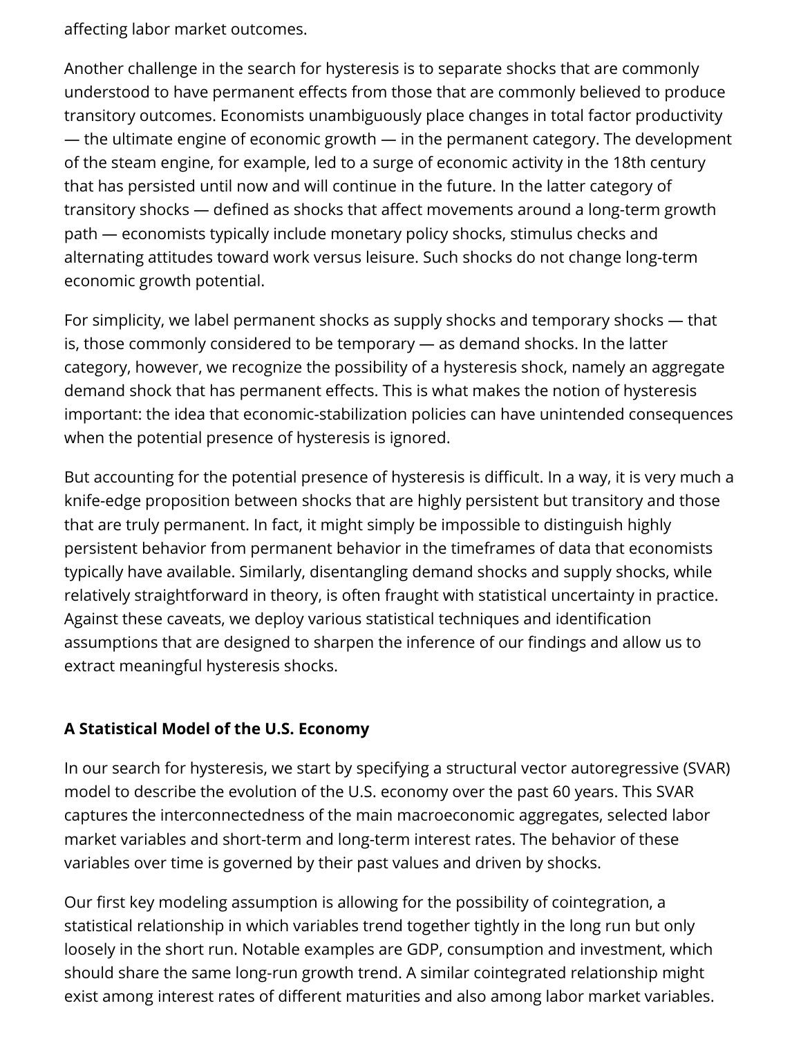affecting labor market outcomes.

Another challenge in the search for hysteresis is to separate shocks that are commonly understood to have permanent effects from those that are commonly believed to produce transitory outcomes. Economists unambiguously place changes in total factor productivity — the ultimate engine of economic growth — in the permanent category. The development of the steam engine, for example, led to a surge of economic activity in the 18th century that has persisted until now and will continue in the future. In the latter category of transitory shocks — defined as shocks that affect movements around a long-term growth path — economists typically include monetary policy shocks, stimulus checks and alternating attitudes toward work versus leisure. Such shocks do not change long-term economic growth potential.

For simplicity, we label permanent shocks as supply shocks and temporary shocks — that is, those commonly considered to be temporary — as demand shocks. In the latter category, however, we recognize the possibility of a hysteresis shock, namely an aggregate demand shock that has permanent effects. This is what makes the notion of hysteresis important: the idea that economic-stabilization policies can have unintended consequences when the potential presence of hysteresis is ignored.

But accounting for the potential presence of hysteresis is difficult. In a way, it is very much a knife-edge proposition between shocks that are highly persistent but transitory and those that are truly permanent. In fact, it might simply be impossible to distinguish highly persistent behavior from permanent behavior in the timeframes of data that economists typically have available. Similarly, disentangling demand shocks and supply shocks, while relatively straightforward in theory, is often fraught with statistical uncertainty in practice. Against these caveats, we deploy various statistical techniques and identification assumptions that are designed to sharpen the inference of our findings and allow us to extract meaningful hysteresis shocks.

## A Statistical Model of the U.S. Economy

In our search for hysteresis, we start by specifying a structural vector autoregressive (SVAR) model to describe the evolution of the U.S. economy over the past 60 years. This SVAR captures the interconnectedness of the main macroeconomic aggregates, selected labor market variables and short-term and long-term interest rates. The behavior of these variables over time is governed by their past values and driven by shocks.

Our first key modeling assumption is allowing for the possibility of cointegration, a statistical relationship in which variables trend together tightly in the long run but only loosely in the short run. Notable examples are GDP, consumption and investment, which should share the same long-run growth trend. A similar cointegrated relationship might exist among interest rates of different maturities and also among labor market variables.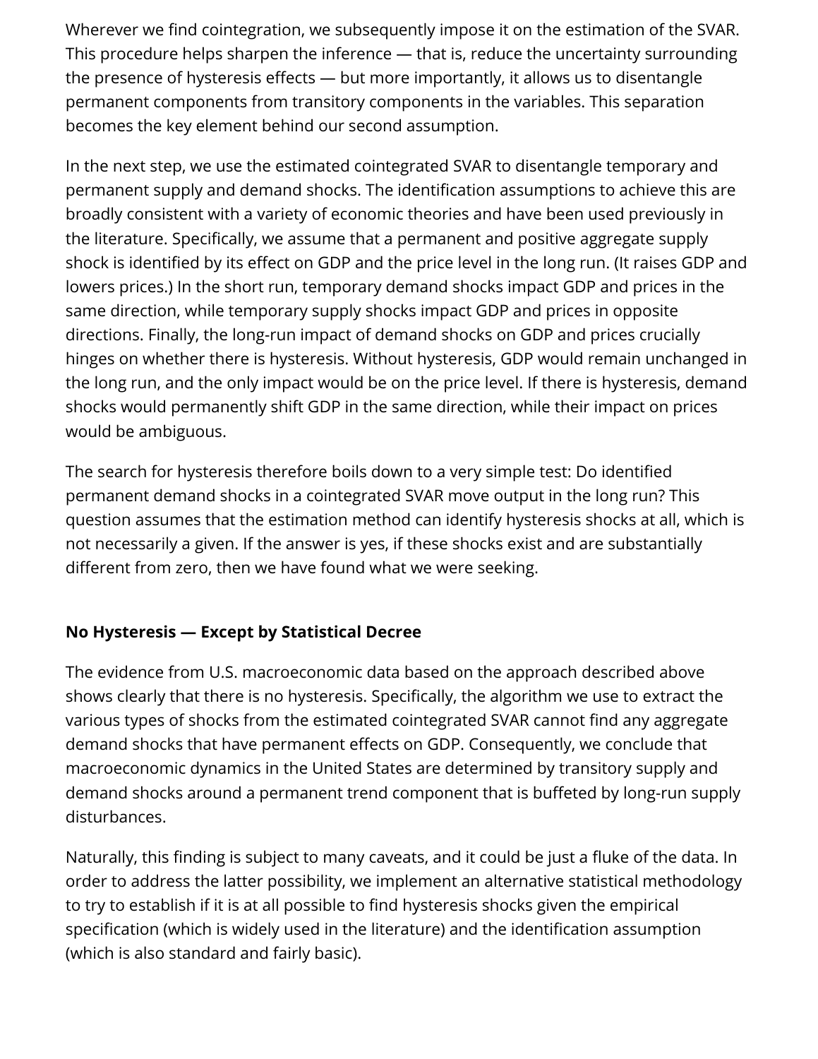Wherever we find cointegration, we subsequently impose it on the estimation of the SVAR. This procedure helps sharpen the inference — that is, reduce the uncertainty surrounding the presence of hysteresis effects — but more importantly, it allows us to disentangle permanent components from transitory components in the variables. This separation becomes the key element behind our second assumption.

In the next step, we use the estimated cointegrated SVAR to disentangle temporary and permanent supply and demand shocks. The identification assumptions to achieve this are broadly consistent with a variety of economic theories and have been used previously in the literature. Specifically, we assume that a permanent and positive aggregate supply shock is identified by its effect on GDP and the price level in the long run. (It raises GDP and lowers prices.) In the short run, temporary demand shocks impact GDP and prices in the same direction, while temporary supply shocks impact GDP and prices in opposite directions. Finally, the long-run impact of demand shocks on GDP and prices crucially hinges on whether there is hysteresis. Without hysteresis, GDP would remain unchanged in the long run, and the only impact would be on the price level. If there is hysteresis, demand shocks would permanently shift GDP in the same direction, while their impact on prices would be ambiguous.

The search for hysteresis therefore boils down to a very simple test: Do identified permanent demand shocks in a cointegrated SVAR move output in the long run? This question assumes that the estimation method can identify hysteresis shocks at all, which is not necessarily a given. If the answer is yes, if these shocks exist and are substantially different from zero, then we have found what we were seeking.

**No Hysteresis — Except by Statistical Decree**

The evidence from U.S. macroeconomic data based on the approach described above shows clearly that there is no hysteresis. Specifically, the algorithm we use to extract the various types of shocks from the estimated cointegrated SVAR cannot find any aggregate demand shocks that have permanent effects on GDP. Consequently, we conclude that macroeconomic dynamics in the United States are determined by transitory supply and demand shocks around a permanent trend component that is buffeted by long-run supply disturbances.

Naturally, this finding is subject to many caveats, and it could be just a fluke of the data. In order to address the latter possibility, we implement an alternative statistical methodology to try to establish if it is at all possible to find hysteresis shocks given the empirical specification (which is widely used in the literature) and the identification assumption (which is also standard and fairly basic).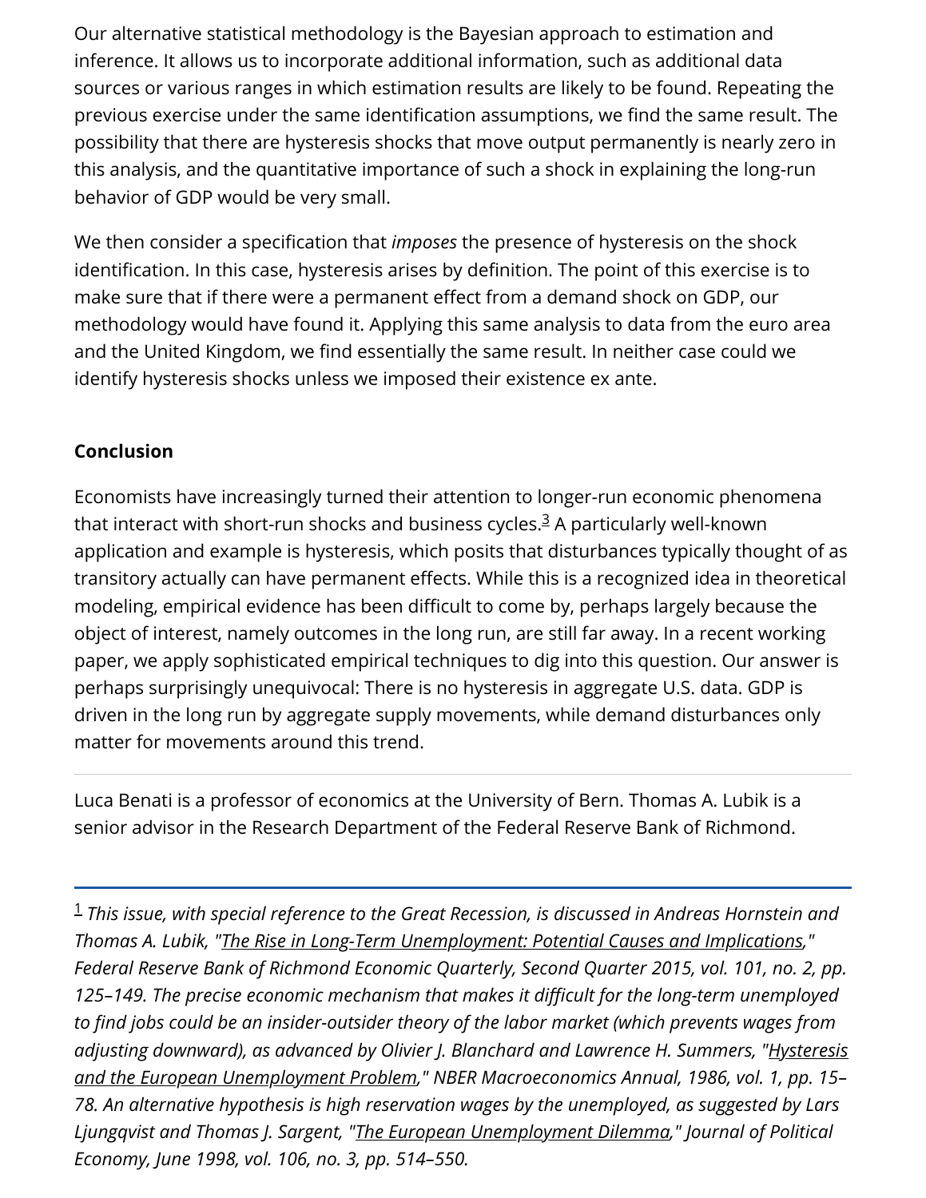Our alternative statistical methodology is the Bayesian approach to estimation and inference. It allows us to incorporate additional information, such as additional data sources or various ranges in which estimation results are likely to be found. Repeating the previous exercise under the same identification assumptions, we find the same result. The possibility that there are hysteresis shocks that move output permanently is nearly zero in this analysis, and the quantitative importance of such a shock in explaining the long-run behavior of GDP would be very small.

We then consider a specification that *imposes* the presence of hysteresis on the shock identification. In this case, hysteresis arises by definition. The point of this exercise is to make sure that if there were a permanent effect from a demand shock on GDP, our methodology would have found it. Applying this same analysis to data from the euro area and the United Kingdom, we find essentially the same result. In neither case could we identify hysteresis shocks unless we imposed their existence ex ante.

**Conclusion**

Economists have increasingly turned their attention to longer-run economic phenomena that interact with short-run shocks and business cycles.[3] A particularly well-known application and example is hysteresis, which posits that disturbances typically thought of as transitory actually can have permanent effects. While this is a recognized idea in theoretical modeling, empirical evidence has been difficult to come by, perhaps largely because the object of interest, namely outcomes in the long run, are still far away. In a recent working paper, we apply sophisticated empirical techniques to dig into this question. Our answer is perhaps surprisingly unequivocal: There is no hysteresis in aggregate U.S. data. GDP is driven in the long run by aggregate supply movements, while demand disturbances only matter for movements around this trend.

---

Luca Benati is a professor of economics at the University of Bern. Thomas A. Lubik is a senior advisor in the Research Department of the Federal Reserve Bank of Richmond.

---

[1] *This issue, with special reference to the Great Recession, is discussed in Andreas Hornstein and Thomas A. Lubik, "The Rise in Long-Term Unemployment: Potential Causes and Implications," Federal Reserve Bank of Richmond Economic Quarterly, Second Quarter 2015, vol. 101, no. 2, pp. 125–149. The precise economic mechanism that makes it difficult for the long-term unemployed to find jobs could be an insider-outsider theory of the labor market (which prevents wages from adjusting downward), as advanced by Olivier J. Blanchard and Lawrence H. Summers, "Hysteresis and the European Unemployment Problem," NBER Macroeconomics Annual, 1986, vol. 1, pp. 15–78. An alternative hypothesis is high reservation wages by the unemployed, as suggested by Lars Ljungqvist and Thomas J. Sargent, "The European Unemployment Dilemma," Journal of Political Economy, June 1998, vol. 106, no. 3, pp. 514–550.*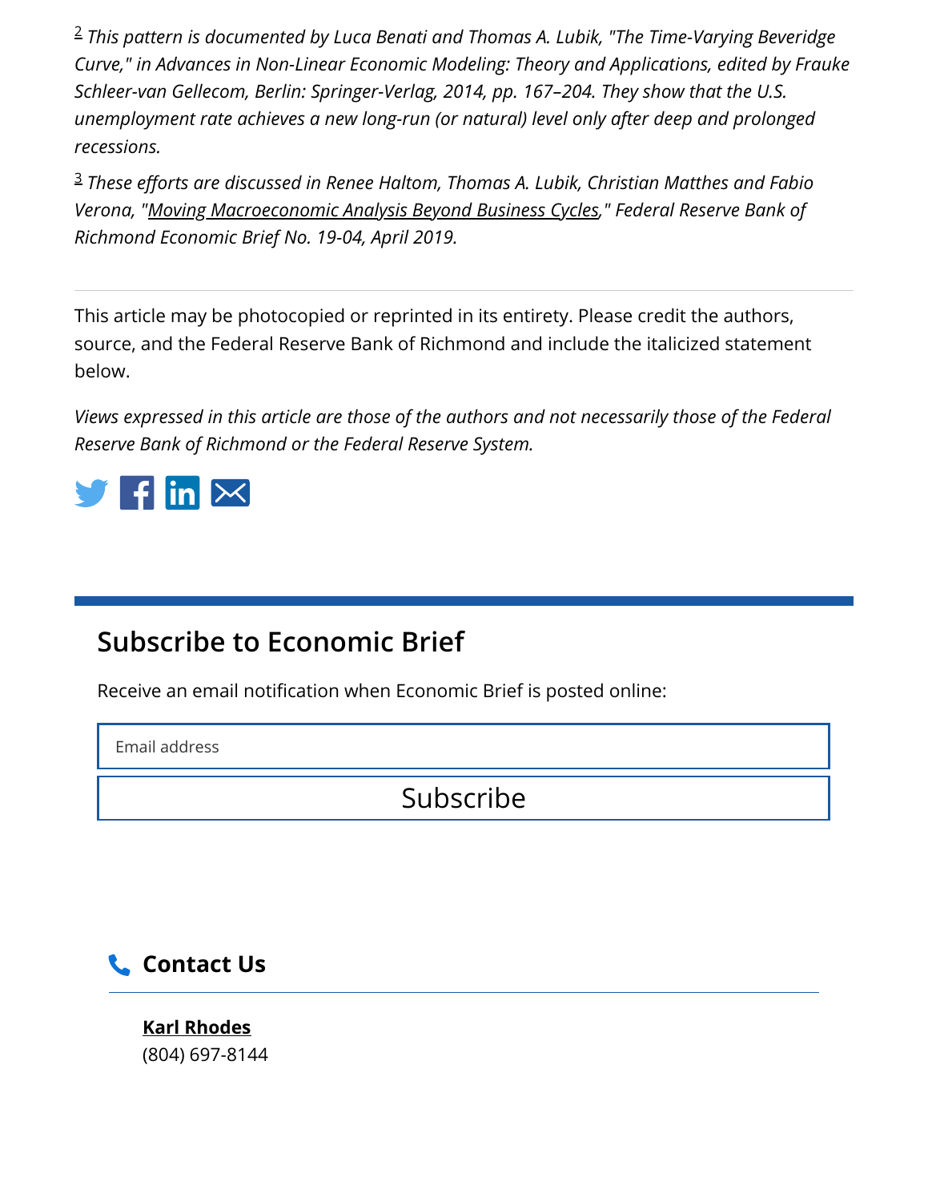[2] *This pattern is documented by Luca Benati and Thomas A. Lubik, "The Time-Varying Beveridge Curve," in Advances in Non-Linear Economic Modeling: Theory and Applications, edited by Frauke Schleer-van Gellecom, Berlin: Springer-Verlag, 2014, pp. 167–204. They show that the U.S. unemployment rate achieves a new long-run (or natural) level only after deep and prolonged recessions.*

[3] *These efforts are discussed in Renee Haltom, Thomas A. Lubik, Christian Matthes and Fabio Verona, "Moving Macroeconomic Analysis Beyond Business Cycles," Federal Reserve Bank of Richmond Economic Brief No. 19-04, April 2019.*

---

This article may be photocopied or reprinted in its entirety. Please credit the authors, source, and the Federal Reserve Bank of Richmond and include the italicized statement below.

*Views expressed in this article are those of the authors and not necessarily those of the Federal Reserve Bank of Richmond or the Federal Reserve System.*

## Subscribe to Economic Brief

Receive an email notification when Economic Brief is posted online:

Email address

Subscribe

### Contact Us

**Karl Rhodes**
(804) 697-8144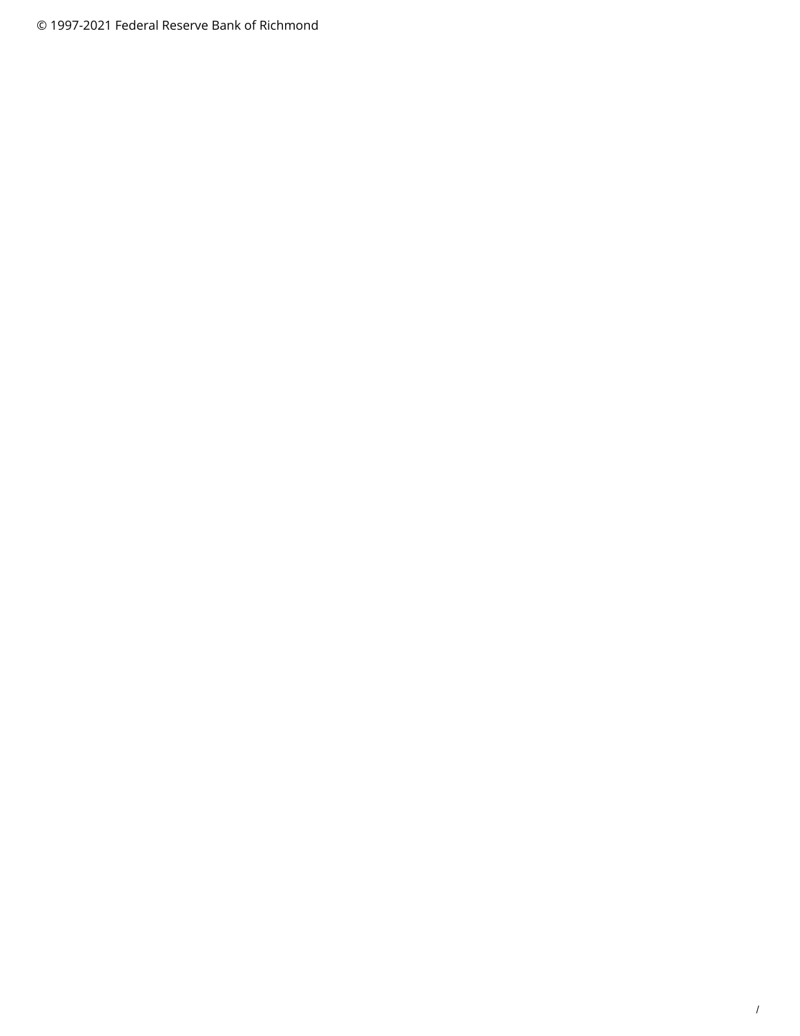© 1997-2021 Federal Reserve Bank of Richmond